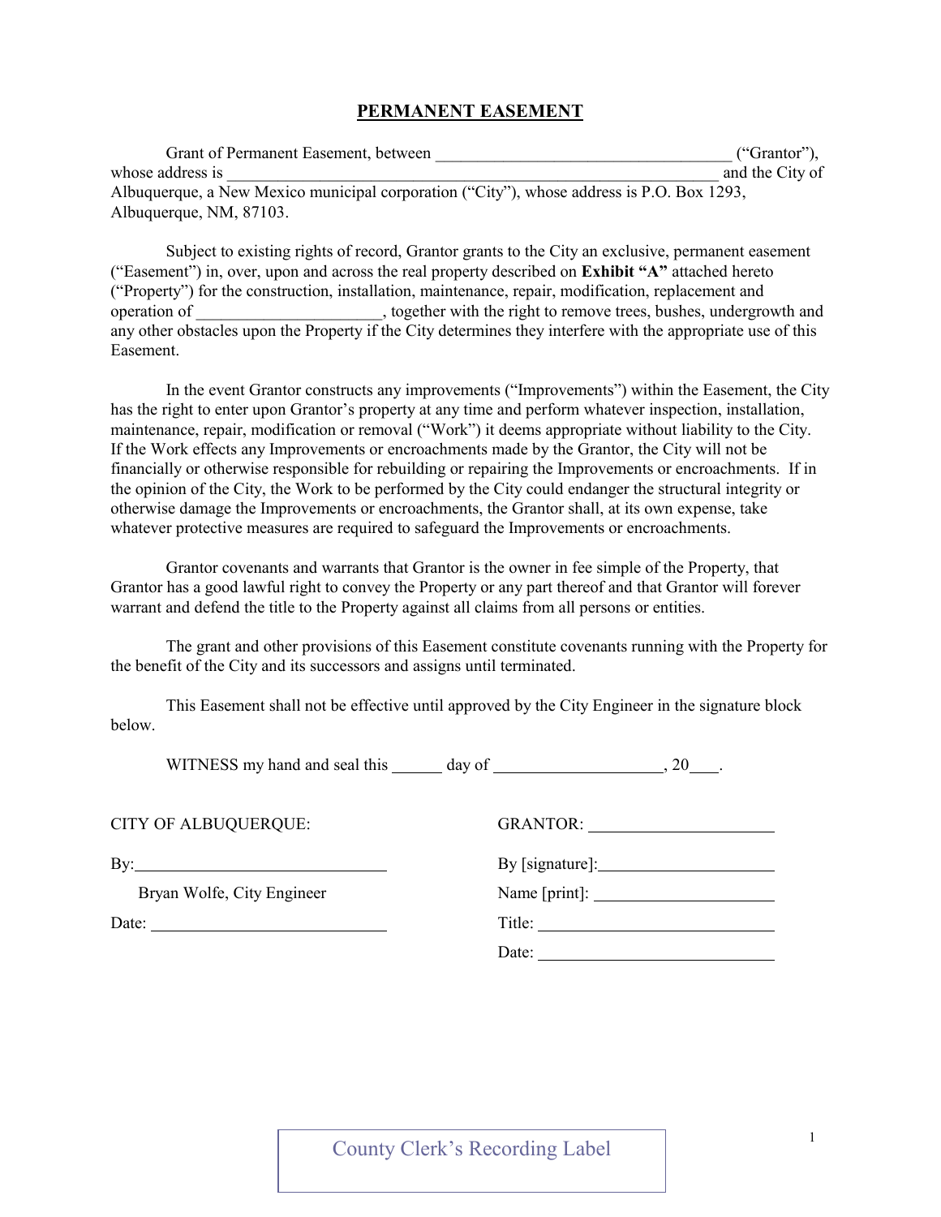# PERMANENT EASEMENT

Grant of Permanent Easement, between ___________________________________ ("Grantor"), whose address is ____________________________________________________________ and the City of Albuquerque, a New Mexico municipal corporation ("City"), whose address is P.O. Box 1293, Albuquerque, NM, 87103.

Subject to existing rights of record, Grantor grants to the City an exclusive, permanent easement ("Easement") in, over, upon and across the real property described on **Exhibit "A"** attached hereto ("Property") for the construction, installation, maintenance, repair, modification, replacement and operation of ______________________, together with the right to remove trees, bushes, undergrowth and any other obstacles upon the Property if the City determines they interfere with the appropriate use of this Easement.

In the event Grantor constructs any improvements ("Improvements") within the Easement, the City has the right to enter upon Grantor's property at any time and perform whatever inspection, installation, maintenance, repair, modification or removal ("Work") it deems appropriate without liability to the City. If the Work effects any Improvements or encroachments made by the Grantor, the City will not be financially or otherwise responsible for rebuilding or repairing the Improvements or encroachments. If in the opinion of the City, the Work to be performed by the City could endanger the structural integrity or otherwise damage the Improvements or encroachments, the Grantor shall, at its own expense, take whatever protective measures are required to safeguard the Improvements or encroachments.

Grantor covenants and warrants that Grantor is the owner in fee simple of the Property, that Grantor has a good lawful right to convey the Property or any part thereof and that Grantor will forever warrant and defend the title to the Property against all claims from all persons or entities.

The grant and other provisions of this Easement constitute covenants running with the Property for the benefit of the City and its successors and assigns until terminated.

This Easement shall not be effective until approved by the City Engineer in the signature block below.

WITNESS my hand and seal this ______ day of ____________________, 20___.

CITY OF ALBUQUERQUE:

By: ______________________________

Bryan Wolfe, City Engineer

Date: ______________________________

GRANTOR: ______________________

By [signature]: ______________________

Name [print]: ______________________

Title: ______________________________

Date: ______________________________

County Clerk's Recording Label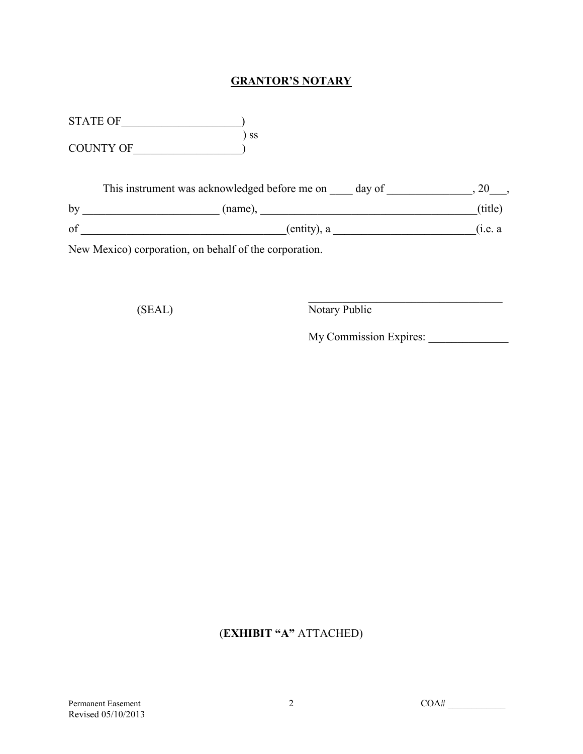## GRANTOR'S NOTARY

STATE OF____________________)
) ss
COUNTY OF__________________)

This instrument was acknowledged before me on ____ day of _______________, 20___, by ________________________ (name), ______________________________________(title) of ___________________________________(entity), a ________________________(i.e. a New Mexico) corporation, on behalf of the corporation.

(SEAL)

___________________________________
Notary Public

My Commission Expires: ______________

(**EXHIBIT "A"** ATTACHED)

Permanent Easement
Revised 05/10/2013

COA# ____________